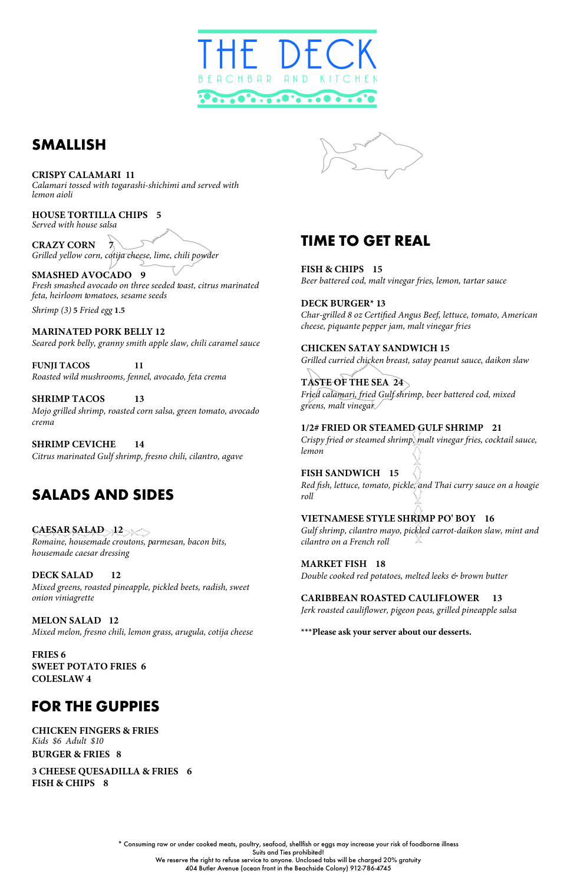# THE DECK

BEACHBAR AND KITCHEN

## SMALLISH

**CRISPY CALAMARI 11**
*Calamari tossed with togarashi-shichimi and served with lemon aioli*

**HOUSE TORTILLA CHIPS 5**
*Served with house salsa*

**CRAZY CORN 7**
*Grilled yellow corn, cotija cheese, lime, chili powder*

**SMASHED AVOCADO 9**
*Fresh smashed avocado on three seeded toast, citrus marinated feta, heirloom tomatoes, sesame seeds*

*Shrimp (3)* **5** *Fried egg* **1.5**

**MARINATED PORK BELLY 12**
*Seared pork belly, granny smith apple slaw, chili caramel sauce*

**FUNJI TACOS 11**
*Roasted wild mushrooms, fennel, avocado, feta crema*

**SHRIMP TACOS 13**
*Mojo grilled shrimp, roasted corn salsa, green tomato, avocado crema*

**SHRIMP CEVICHE 14**
*Citrus marinated Gulf shrimp, fresno chili, cilantro, agave*

## SALADS AND SIDES

**CAESAR SALAD 12**
*Romaine, housemade croutons, parmesan, bacon bits, housemade caesar dressing*

**DECK SALAD 12**
*Mixed greens, roasted pineapple, pickled beets, radish, sweet onion viniagrette*

**MELON SALAD 12**
*Mixed melon, fresno chili, lemon grass, arugula, cotija cheese*

**FRIES 6**
**SWEET POTATO FRIES 6**
**COLESLAW 4**

## FOR THE GUPPIES

**CHICKEN FINGERS & FRIES**
*Kids $6 Adult $10*

**BURGER & FRIES 8**

**3 CHEESE QUESADILLA & FRIES 6**
**FISH & CHIPS 8**

## TIME TO GET REAL

**FISH & CHIPS 15**
*Beer battered cod, malt vinegar fries, lemon, tartar sauce*

**DECK BURGER* 13**
*Char-grilled 8 oz Certified Angus Beef, lettuce, tomato, American cheese, piquante pepper jam, malt vinegar fries*

**CHICKEN SATAY SANDWICH 15**
*Grilled curried chicken breast, satay peanut sauce, daikon slaw*

**TASTE OF THE SEA 24**
*Fried calamari, fried Gulf shrimp, beer battered cod, mixed greens, malt vinegar*

**1/2# FRIED OR STEAMED GULF SHRIMP 21**
*Crispy fried or steamed shrimp, malt vinegar fries, cocktail sauce, lemon*

**FISH SANDWICH 15**
*Red fish, lettuce, tomato, pickle, and Thai curry sauce on a hoagie roll*

**VIETNAMESE STYLE SHRIMP PO' BOY 16**
*Gulf shrimp, cilantro mayo, pickled carrot-daikon slaw, mint and cilantro on a French roll*

**MARKET FISH 18**
*Double cooked red potatoes, melted leeks & brown butter*

**CARIBBEAN ROASTED CAULIFLOWER 13**
*Jerk roasted cauliflower, pigeon peas, grilled pineapple salsa*

***Please ask your server about our desserts.**

* Consuming raw or under cooked meats, poultry, seafood, shellfish or eggs may increase your risk of foodborne illness
Suits and Ties prohibited!
We reserve the right to refuse service to anyone. Unclosed tabs will be charged 20% gratuity
404 Butler Avenue (ocean front in the Beachside Colony) 912-786-4745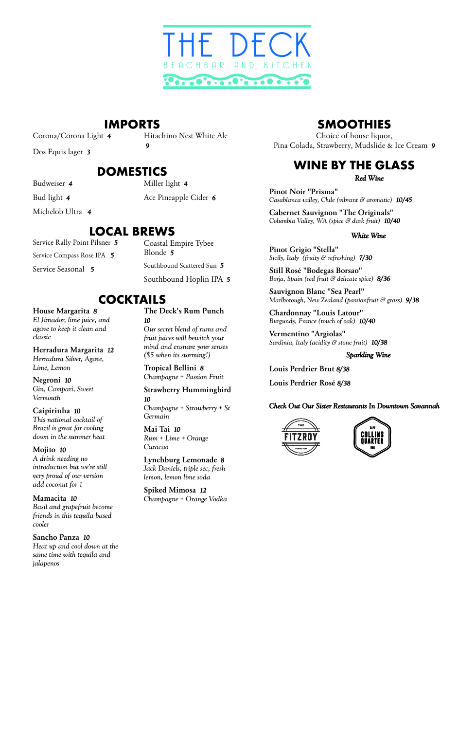# THE DECK

BEACHBAR AND KITCHEN

## IMPORTS

Corona/Corona Light *4*

Dos Equis lager *3*

Hitachino Nest White Ale *9*

## DOMESTICS

Budweiser *4*

Bud light *4*

Michelob Ultra *4*

Miller light *4*

Ace Pineapple Cider *6*

## LOCAL BREWS

Service Rally Point Pilsner *5*

Service Compass Rose IPA *5*

Service Seasonal *5*

Coastal Empire Tybee Blonde *5*

Southbound Scattered Sun *5*

Southbound Hoplin IPA *5*

## COCKTAILS

**House Margarita** *8*
*El Jimador, lime juice, and agave to keep it clean and classic*

**Herradura Margarita** *12*
*Herradura Silver, Agave, Lime, Lemon*

**Negroni** *10*
*Gin, Campari, Sweet Vermouth*

**Caipirinha** *10*
*This national cocktail of Brazil is great for cooling down in the summer heat*

**Mojito** *10*
*A drink needing no introduction but we're still very proud of our version add coconut for 1*

**Mamacita** *10*
*Basil and grapefruit become friends in this tequila based cooler*

**Sancho Panza** *10*
*Heat up and cool down at the same time with tequila and jalapenos*

**The Deck's Rum Punch** *10*
*Our secret blend of rums and fruit juices will bewitch your mind and ensnare your senses ($5 when its storming!)*

**Tropical Bellini** *8*
*Champagne + Passion Fruit*

**Strawberry Hummingbird** *10*
*Champagne + Strawberry + St Germain*

**Mai Tai** *10*
*Rum + Lime + Orange Curacao*

**Lynchburg Lemonade** *8*
*Jack Daniels, triple sec, fresh lemon, lemon lime soda*

**Spiked Mimosa** *12*
*Champagne + Orange Vodka*

## SMOOTHIES

Choice of house liquor,
Pina Colada, Strawberry, Mudslide & Ice Cream *9*

## WINE BY THE GLASS

### *Red Wine*

**Pinot Noir "Prisma"**
*Casablanca valley, Chile (vibrant & aromatic)* *10/45*

**Cabernet Sauvignon "The Originals"**
*Columbia Valley, WA (spice & dark fruit)* *10/40*

### *White Wine*

**Pinot Grigio "Stella"**
*Sicily, Italy (fruity & refreshing)* *7/30*

**Still Rosé "Bodegas Borsao"**
*Borja, Spain (red fruit & delicate spice)* *8/36*

**Sauvignon Blanc "Sea Pearl"**
*Marlborough, New Zealand (passionfruit & grass)* *9/38*

**Chardonnay "Louis Latour"**
*Burgundy, France (touch of oak)* *10/40*

**Vermentino "Argiolas"**
*Sardinia, Italy (acidity & stone fruit)* *10/38*

### *Sparkling Wine*

**Louis Perdrier Brut** *8/38*

**Louis Perdrier Rosé** *8/38*

*Check Out Our Sister Restaurants In Downtown Savannah*

THE FITZROY

CAFE COLLINS QUARTER BAR